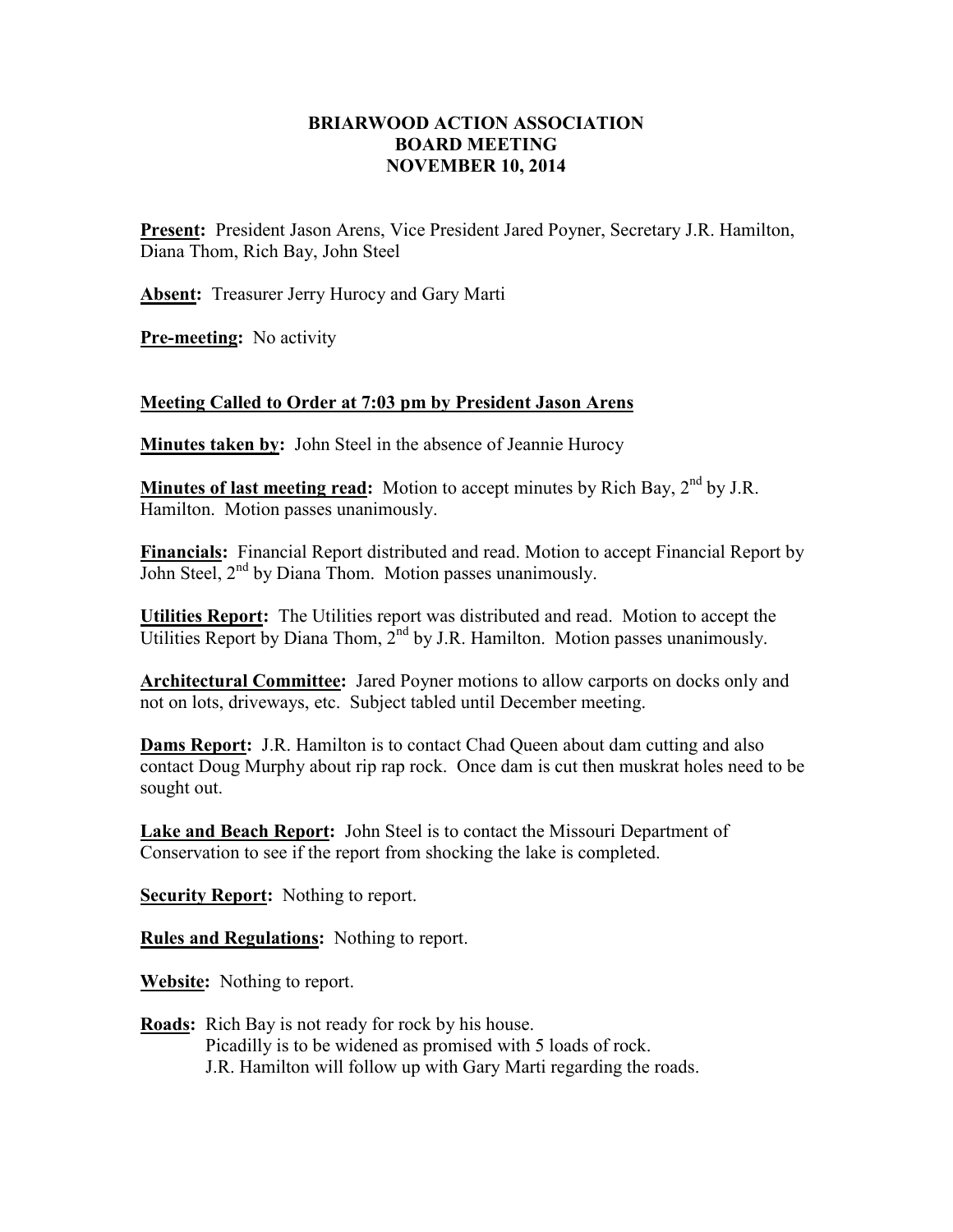# BRIARWOOD ACTION ASSOCIATION
## BOARD MEETING
## NOVEMBER 10, 2014

**Present:** President Jason Arens, Vice President Jared Poyner, Secretary J.R. Hamilton, Diana Thom, Rich Bay, John Steel

**Absent:** Treasurer Jerry Hurocy and Gary Marti

**Pre-meeting:** No activity

**Meeting Called to Order at 7:03 pm by President Jason Arens**

**Minutes taken by:** John Steel in the absence of Jeannie Hurocy

**Minutes of last meeting read:** Motion to accept minutes by Rich Bay, 2nd by J.R. Hamilton. Motion passes unanimously.

**Financials:** Financial Report distributed and read. Motion to accept Financial Report by John Steel, 2nd by Diana Thom. Motion passes unanimously.

**Utilities Report:** The Utilities report was distributed and read. Motion to accept the Utilities Report by Diana Thom, 2nd by J.R. Hamilton. Motion passes unanimously.

**Architectural Committee:** Jared Poyner motions to allow carports on docks only and not on lots, driveways, etc. Subject tabled until December meeting.

**Dams Report:** J.R. Hamilton is to contact Chad Queen about dam cutting and also contact Doug Murphy about rip rap rock. Once dam is cut then muskrat holes need to be sought out.

**Lake and Beach Report:** John Steel is to contact the Missouri Department of Conservation to see if the report from shocking the lake is completed.

**Security Report:** Nothing to report.

**Rules and Regulations:** Nothing to report.

**Website:** Nothing to report.

**Roads:** Rich Bay is not ready for rock by his house.
Picadilly is to be widened as promised with 5 loads of rock.
J.R. Hamilton will follow up with Gary Marti regarding the roads.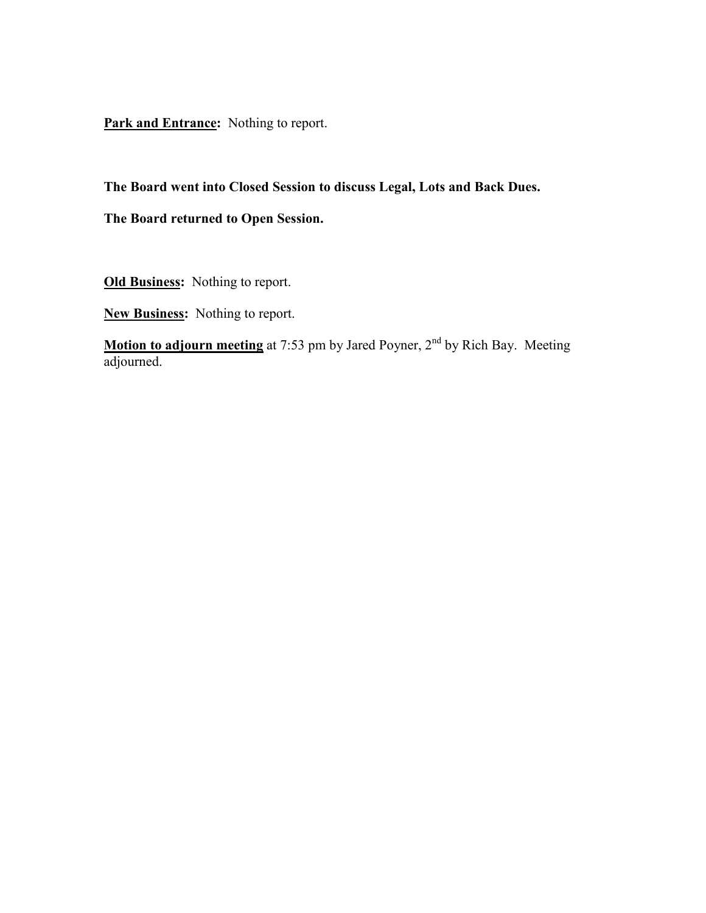**Park and Entrance:** Nothing to report.

**The Board went into Closed Session to discuss Legal, Lots and Back Dues.**

**The Board returned to Open Session.**

**Old Business:** Nothing to report.

**New Business:** Nothing to report.

**Motion to adjourn meeting** at 7:53 pm by Jared Poyner, 2nd by Rich Bay. Meeting adjourned.